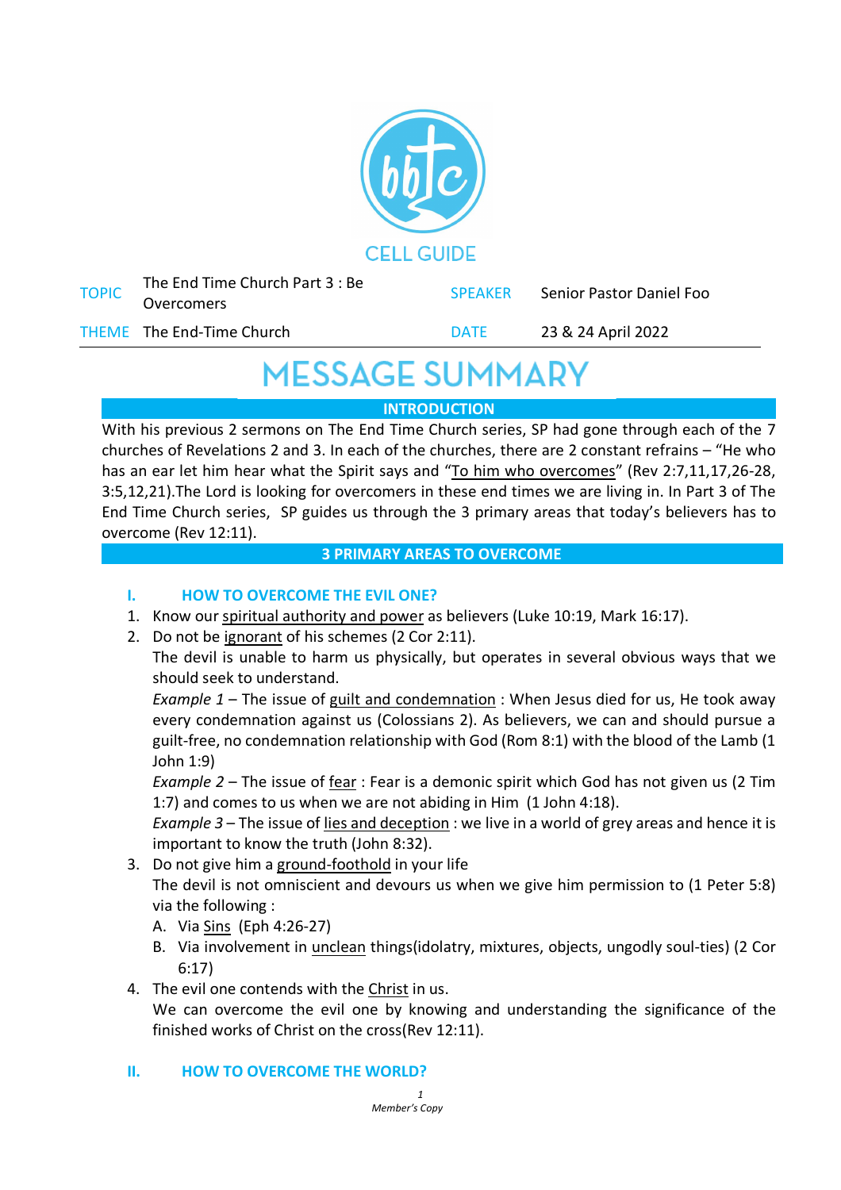CELL GUIDE

| TOPIC | The End Time Church Part 3 : Be Overcomers | SPEAKER | Senior Pastor Daniel Foo |
| --- | --- | --- | --- |
| THEME | The End-Time Church | DATE | 23 & 24 April 2022 |

# MESSAGE SUMMARY

## INTRODUCTION

With his previous 2 sermons on The End Time Church series, SP had gone through each of the 7 churches of Revelations 2 and 3. In each of the churches, there are 2 constant refrains – "He who has an ear let him hear what the Spirit says and "To him who overcomes" (Rev 2:7,11,17,26-28, 3:5,12,21).The Lord is looking for overcomers in these end times we are living in. In Part 3 of The End Time Church series, SP guides us through the 3 primary areas that today's believers has to overcome (Rev 12:11).

## 3 PRIMARY AREAS TO OVERCOME

### I. HOW TO OVERCOME THE EVIL ONE?

1. Know our spiritual authority and power as believers (Luke 10:19, Mark 16:17).
2. Do not be ignorant of his schemes (2 Cor 2:11).
   The devil is unable to harm us physically, but operates in several obvious ways that we should seek to understand.
   *Example 1* – The issue of guilt and condemnation : When Jesus died for us, He took away every condemnation against us (Colossians 2). As believers, we can and should pursue a guilt-free, no condemnation relationship with God (Rom 8:1) with the blood of the Lamb (1 John 1:9)
   *Example 2* – The issue of fear : Fear is a demonic spirit which God has not given us (2 Tim 1:7) and comes to us when we are not abiding in Him (1 John 4:18).
   *Example 3* – The issue of lies and deception : we live in a world of grey areas and hence it is important to know the truth (John 8:32).
3. Do not give him a ground-foothold in your life
   The devil is not omniscient and devours us when we give him permission to (1 Peter 5:8) via the following :
   A. Via Sins (Eph 4:26-27)
   B. Via involvement in unclean things(idolatry, mixtures, objects, ungodly soul-ties) (2 Cor 6:17)
4. The evil one contends with the Christ in us.
   We can overcome the evil one by knowing and understanding the significance of the finished works of Christ on the cross(Rev 12:11).

### II. HOW TO OVERCOME THE WORLD?

Member's Copy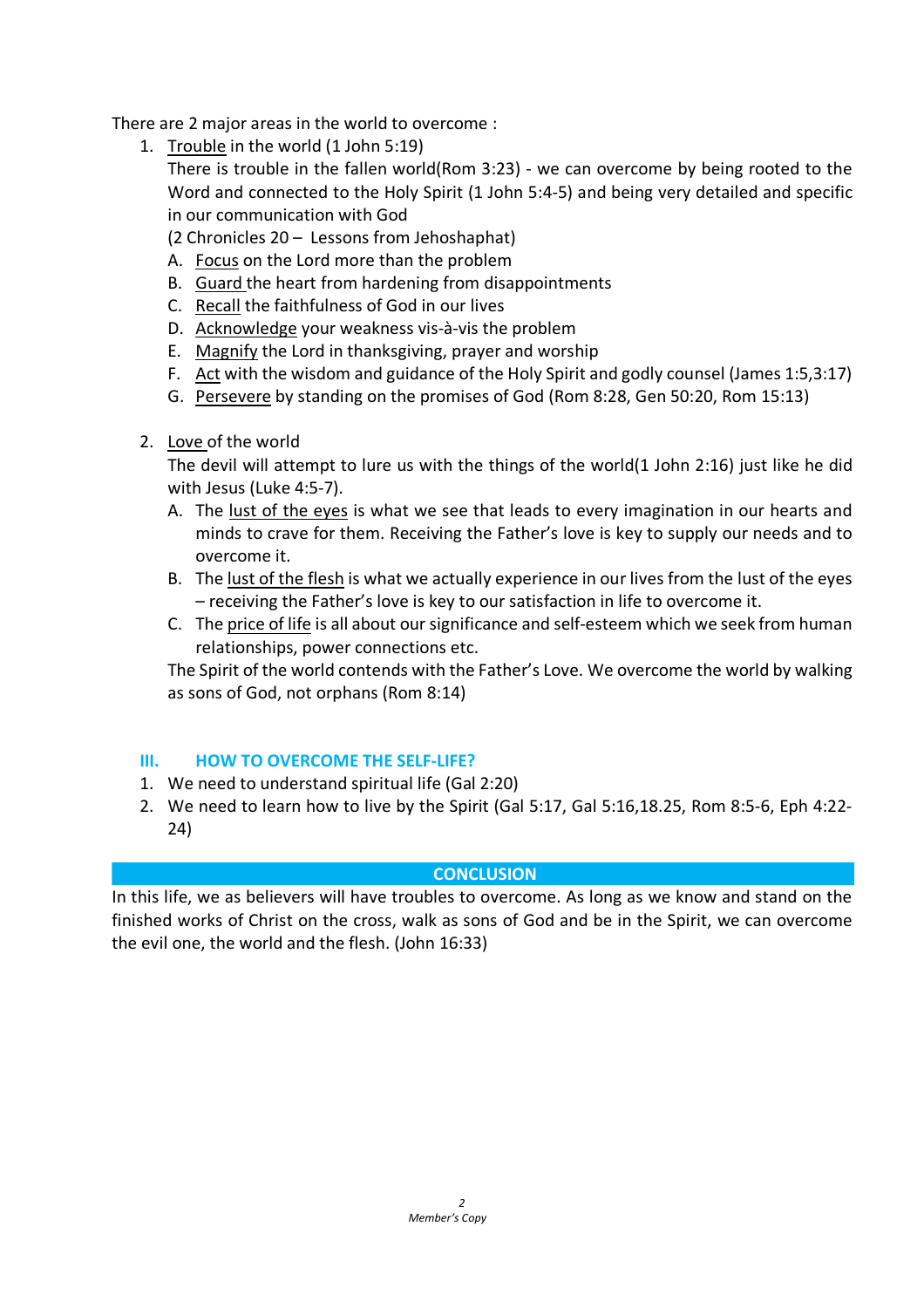There are 2 major areas in the world to overcome :

1. Trouble in the world (1 John 5:19)

   There is trouble in the fallen world(Rom 3:23) - we can overcome by being rooted to the Word and connected to the Holy Spirit (1 John 5:4-5) and being very detailed and specific in our communication with God

   (2 Chronicles 20 – Lessons from Jehoshaphat)

   A. Focus on the Lord more than the problem
   B. Guard the heart from hardening from disappointments
   C. Recall the faithfulness of God in our lives
   D. Acknowledge your weakness vis-à-vis the problem
   E. Magnify the Lord in thanksgiving, prayer and worship
   F. Act with the wisdom and guidance of the Holy Spirit and godly counsel (James 1:5,3:17)
   G. Persevere by standing on the promises of God (Rom 8:28, Gen 50:20, Rom 15:13)

2. Love of the world

   The devil will attempt to lure us with the things of the world(1 John 2:16) just like he did with Jesus (Luke 4:5-7).

   A. The lust of the eyes is what we see that leads to every imagination in our hearts and minds to crave for them. Receiving the Father's love is key to supply our needs and to overcome it.
   B. The lust of the flesh is what we actually experience in our lives from the lust of the eyes – receiving the Father's love is key to our satisfaction in life to overcome it.
   C. The price of life is all about our significance and self-esteem which we seek from human relationships, power connections etc.

   The Spirit of the world contends with the Father's Love. We overcome the world by walking as sons of God, not orphans (Rom 8:14)

## III. HOW TO OVERCOME THE SELF-LIFE?

1. We need to understand spiritual life (Gal 2:20)
2. We need to learn how to live by the Spirit (Gal 5:17, Gal 5:16,18.25, Rom 8:5-6, Eph 4:22-24)

## CONCLUSION

In this life, we as believers will have troubles to overcome. As long as we know and stand on the finished works of Christ on the cross, walk as sons of God and be in the Spirit, we can overcome the evil one, the world and the flesh. (John 16:33)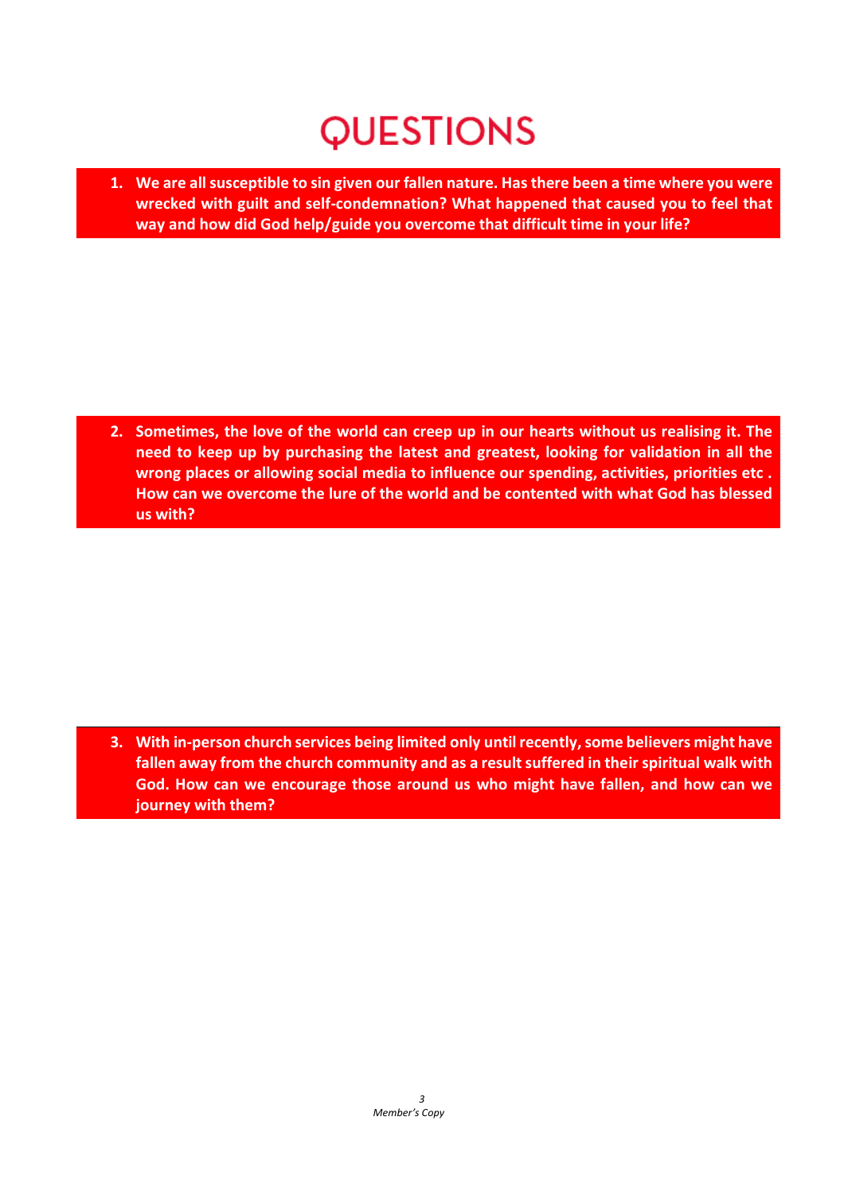# QUESTIONS

1. **We are all susceptible to sin given our fallen nature. Has there been a time where you were wrecked with guilt and self-condemnation? What happened that caused you to feel that way and how did God help/guide you overcome that difficult time in your life?**

2. **Sometimes, the love of the world can creep up in our hearts without us realising it. The need to keep up by purchasing the latest and greatest, looking for validation in all the wrong places or allowing social media to influence our spending, activities, priorities etc . How can we overcome the lure of the world and be contented with what God has blessed us with?**

3. **With in-person church services being limited only until recently, some believers might have fallen away from the church community and as a result suffered in their spiritual walk with God. How can we encourage those around us who might have fallen, and how can we journey with them?**

*Member's Copy*